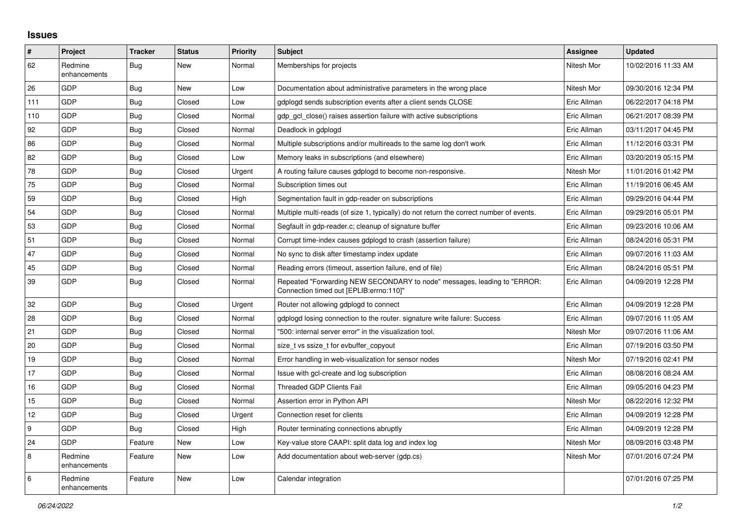## Issues

| # | Project | Tracker | Status | Priority | Subject | Assignee | Updated |
|---|---|---|---|---|---|---|---|
| 62 | Redmine enhancements | Bug | New | Normal | Memberships for projects | Nitesh Mor | 10/02/2016 11:33 AM |
| 26 | GDP | Bug | New | Low | Documentation about administrative parameters in the wrong place | Nitesh Mor | 09/30/2016 12:34 PM |
| 111 | GDP | Bug | Closed | Low | gdplogd sends subscription events after a client sends CLOSE | Eric Allman | 06/22/2017 04:18 PM |
| 110 | GDP | Bug | Closed | Normal | gdp_gcl_close() raises assertion failure with active subscriptions | Eric Allman | 06/21/2017 08:39 PM |
| 92 | GDP | Bug | Closed | Normal | Deadlock in gdplogd | Eric Allman | 03/11/2017 04:45 PM |
| 86 | GDP | Bug | Closed | Normal | Multiple subscriptions and/or multireads to the same log don't work | Eric Allman | 11/12/2016 03:31 PM |
| 82 | GDP | Bug | Closed | Low | Memory leaks in subscriptions (and elsewhere) | Eric Allman | 03/20/2019 05:15 PM |
| 78 | GDP | Bug | Closed | Urgent | A routing failure causes gdplogd to become non-responsive. | Nitesh Mor | 11/01/2016 01:42 PM |
| 75 | GDP | Bug | Closed | Normal | Subscription times out | Eric Allman | 11/19/2016 06:45 AM |
| 59 | GDP | Bug | Closed | High | Segmentation fault in gdp-reader on subscriptions | Eric Allman | 09/29/2016 04:44 PM |
| 54 | GDP | Bug | Closed | Normal | Multiple multi-reads (of size 1, typically) do not return the correct number of events. | Eric Allman | 09/29/2016 05:01 PM |
| 53 | GDP | Bug | Closed | Normal | Segfault in gdp-reader.c; cleanup of signature buffer | Eric Allman | 09/23/2016 10:06 AM |
| 51 | GDP | Bug | Closed | Normal | Corrupt time-index causes gdplogd to crash (assertion failure) | Eric Allman | 08/24/2016 05:31 PM |
| 47 | GDP | Bug | Closed | Normal | No sync to disk after timestamp index update | Eric Allman | 09/07/2016 11:03 AM |
| 45 | GDP | Bug | Closed | Normal | Reading errors (timeout, assertion failure, end of file) | Eric Allman | 08/24/2016 05:51 PM |
| 39 | GDP | Bug | Closed | Normal | Repeated "Forwarding NEW SECONDARY to node" messages, leading to "ERROR: Connection timed out [EPLIB:errno:110]" | Eric Allman | 04/09/2019 12:28 PM |
| 32 | GDP | Bug | Closed | Urgent | Router not allowing gdplogd to connect | Eric Allman | 04/09/2019 12:28 PM |
| 28 | GDP | Bug | Closed | Normal | gdplogd losing connection to the router. signature write failure: Success | Eric Allman | 09/07/2016 11:05 AM |
| 21 | GDP | Bug | Closed | Normal | "500: internal server error" in the visualization tool. | Nitesh Mor | 09/07/2016 11:06 AM |
| 20 | GDP | Bug | Closed | Normal | size_t vs ssize_t for evbuffer_copyout | Eric Allman | 07/19/2016 03:50 PM |
| 19 | GDP | Bug | Closed | Normal | Error handling in web-visualization for sensor nodes | Nitesh Mor | 07/19/2016 02:41 PM |
| 17 | GDP | Bug | Closed | Normal | Issue with gcl-create and log subscription | Eric Allman | 08/08/2016 08:24 AM |
| 16 | GDP | Bug | Closed | Normal | Threaded GDP Clients Fail | Eric Allman | 09/05/2016 04:23 PM |
| 15 | GDP | Bug | Closed | Normal | Assertion error in Python API | Nitesh Mor | 08/22/2016 12:32 PM |
| 12 | GDP | Bug | Closed | Urgent | Connection reset for clients | Eric Allman | 04/09/2019 12:28 PM |
| 9 | GDP | Bug | Closed | High | Router terminating connections abruptly | Eric Allman | 04/09/2019 12:28 PM |
| 24 | GDP | Feature | New | Low | Key-value store CAAPI: split data log and index log | Nitesh Mor | 08/09/2016 03:48 PM |
| 8 | Redmine enhancements | Feature | New | Low | Add documentation about web-server (gdp.cs) | Nitesh Mor | 07/01/2016 07:24 PM |
| 6 | Redmine enhancements | Feature | New | Low | Calendar integration | | 07/01/2016 07:25 PM |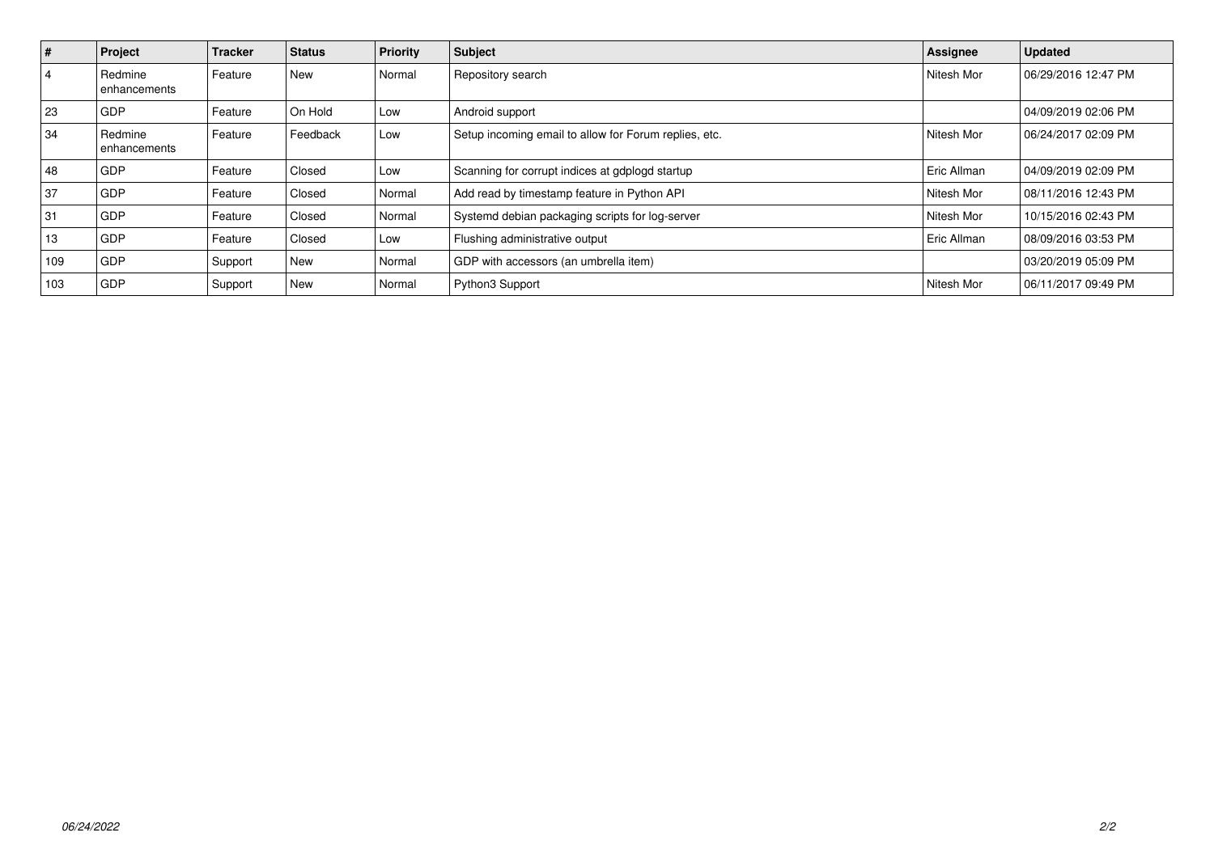| # | Project | Tracker | Status | Priority | Subject | Assignee | Updated |
|---|---|---|---|---|---|---|---|
| 4 | Redmine enhancements | Feature | New | Normal | Repository search | Nitesh Mor | 06/29/2016 12:47 PM |
| 23 | GDP | Feature | On Hold | Low | Android support | | 04/09/2019 02:06 PM |
| 34 | Redmine enhancements | Feature | Feedback | Low | Setup incoming email to allow for Forum replies, etc. | Nitesh Mor | 06/24/2017 02:09 PM |
| 48 | GDP | Feature | Closed | Low | Scanning for corrupt indices at gdplogd startup | Eric Allman | 04/09/2019 02:09 PM |
| 37 | GDP | Feature | Closed | Normal | Add read by timestamp feature in Python API | Nitesh Mor | 08/11/2016 12:43 PM |
| 31 | GDP | Feature | Closed | Normal | Systemd debian packaging scripts for log-server | Nitesh Mor | 10/15/2016 02:43 PM |
| 13 | GDP | Feature | Closed | Low | Flushing administrative output | Eric Allman | 08/09/2016 03:53 PM |
| 109 | GDP | Support | New | Normal | GDP with accessors (an umbrella item) | | 03/20/2019 05:09 PM |
| 103 | GDP | Support | New | Normal | Python3 Support | Nitesh Mor | 06/11/2017 09:49 PM |